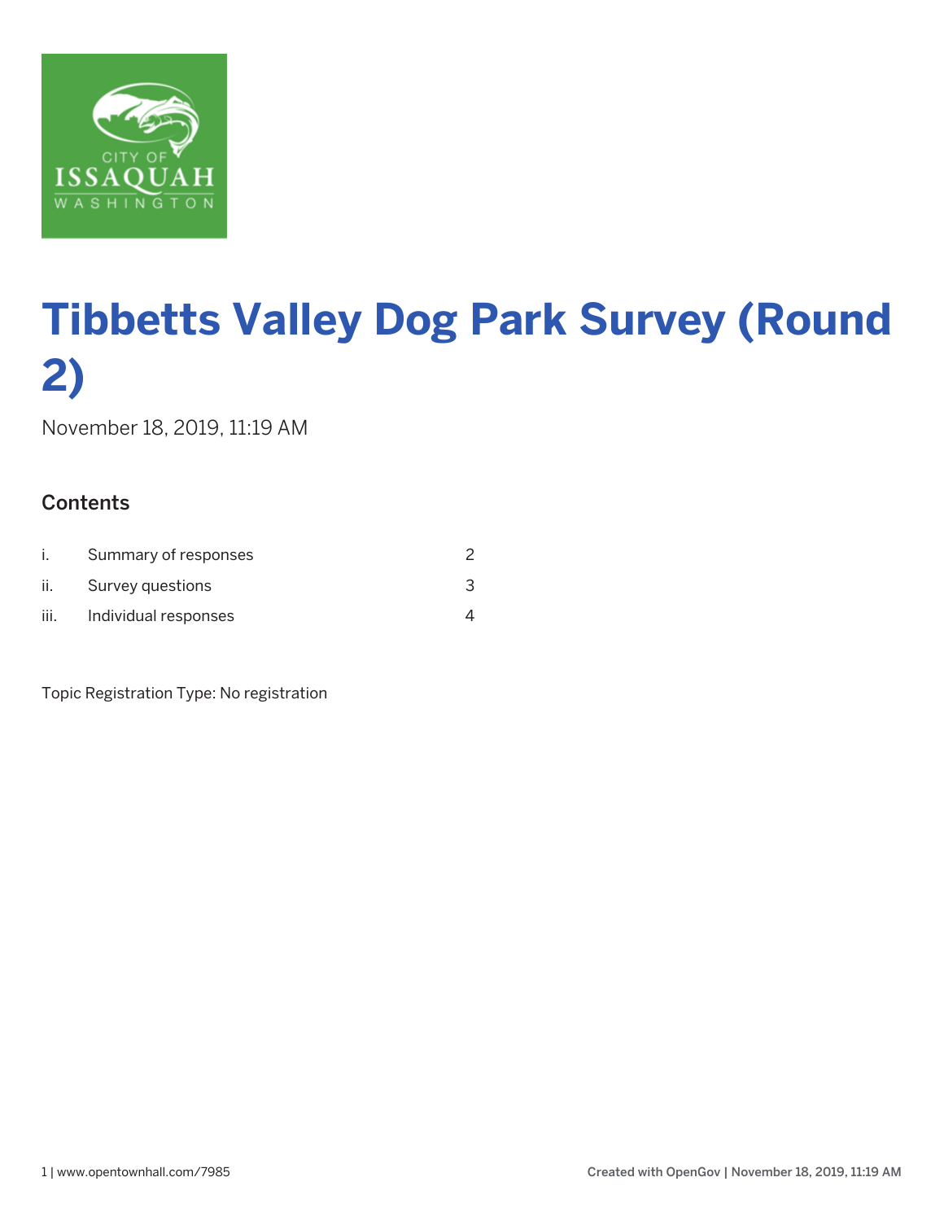# Tibbetts Valley Dog Park Survey (Round 2)

November 18, 2019, 11:19 AM

## Contents

| | | |
|---|---|---|
| i. | Summary of responses | 2 |
| ii. | Survey questions | 3 |
| iii. | Individual responses | 4 |

Topic Registration Type: No registration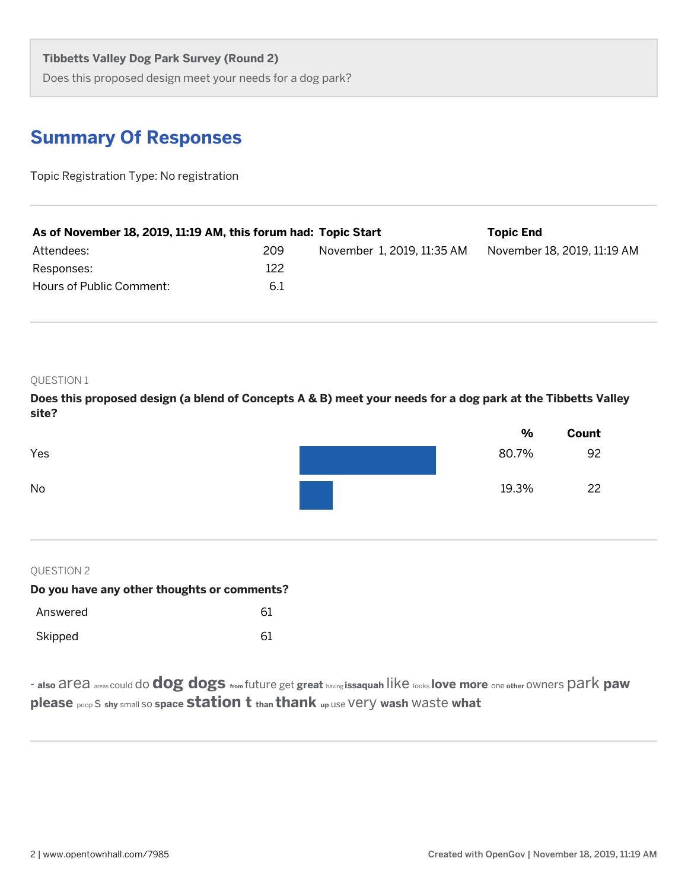**Tibbetts Valley Dog Park Survey (Round 2)**

Does this proposed design meet your needs for a dog park?

## Summary Of Responses

Topic Registration Type: No registration

| As of November 18, 2019, 11:19 AM, this forum had: | | Topic Start | Topic End |
|---|---|---|---|
| Attendees: | 209 | November 1, 2019, 11:35 AM | November 18, 2019, 11:19 AM |
| Responses: | 122 | | |
| Hours of Public Comment: | 6.1 | | |

QUESTION 1

**Does this proposed design (a blend of Concepts A & B) meet your needs for a dog park at the Tibbetts Valley site?**

| | % | Count |
|---|---|---|
| Yes | 80.7% | 92 |
| No | 19.3% | 22 |

QUESTION 2

**Do you have any other thoughts or comments?**

| | |
|---|---|
| Answered | 61 |
| Skipped | 61 |

- also area areas could do dog dogs from future get great having issaquah like looks love more one other owners park paw please poop S shy small so space station t than thank up use very wash waste what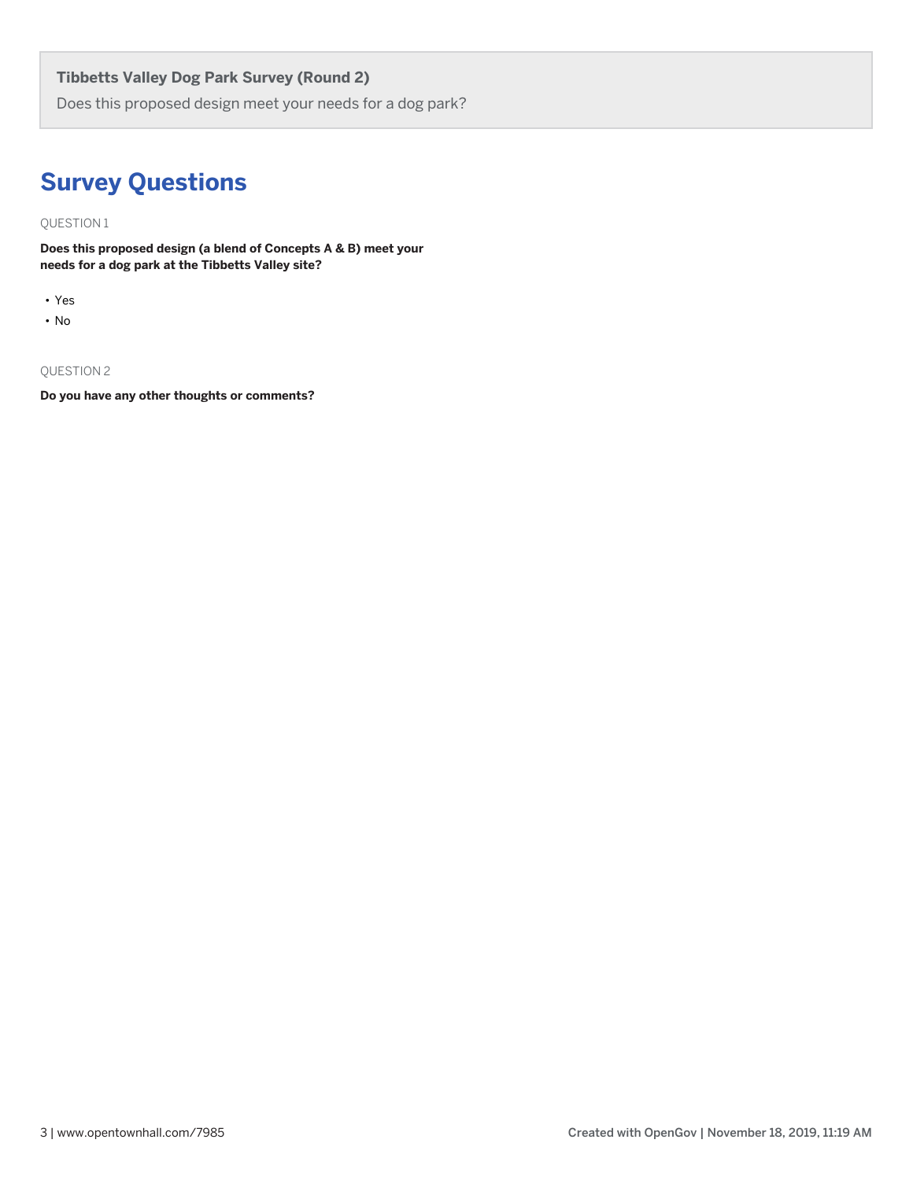**Tibbetts Valley Dog Park Survey (Round 2)**

Does this proposed design meet your needs for a dog park?

# Survey Questions

QUESTION 1

**Does this proposed design (a blend of Concepts A & B) meet your needs for a dog park at the Tibbetts Valley site?**

- Yes
- No

QUESTION 2

**Do you have any other thoughts or comments?**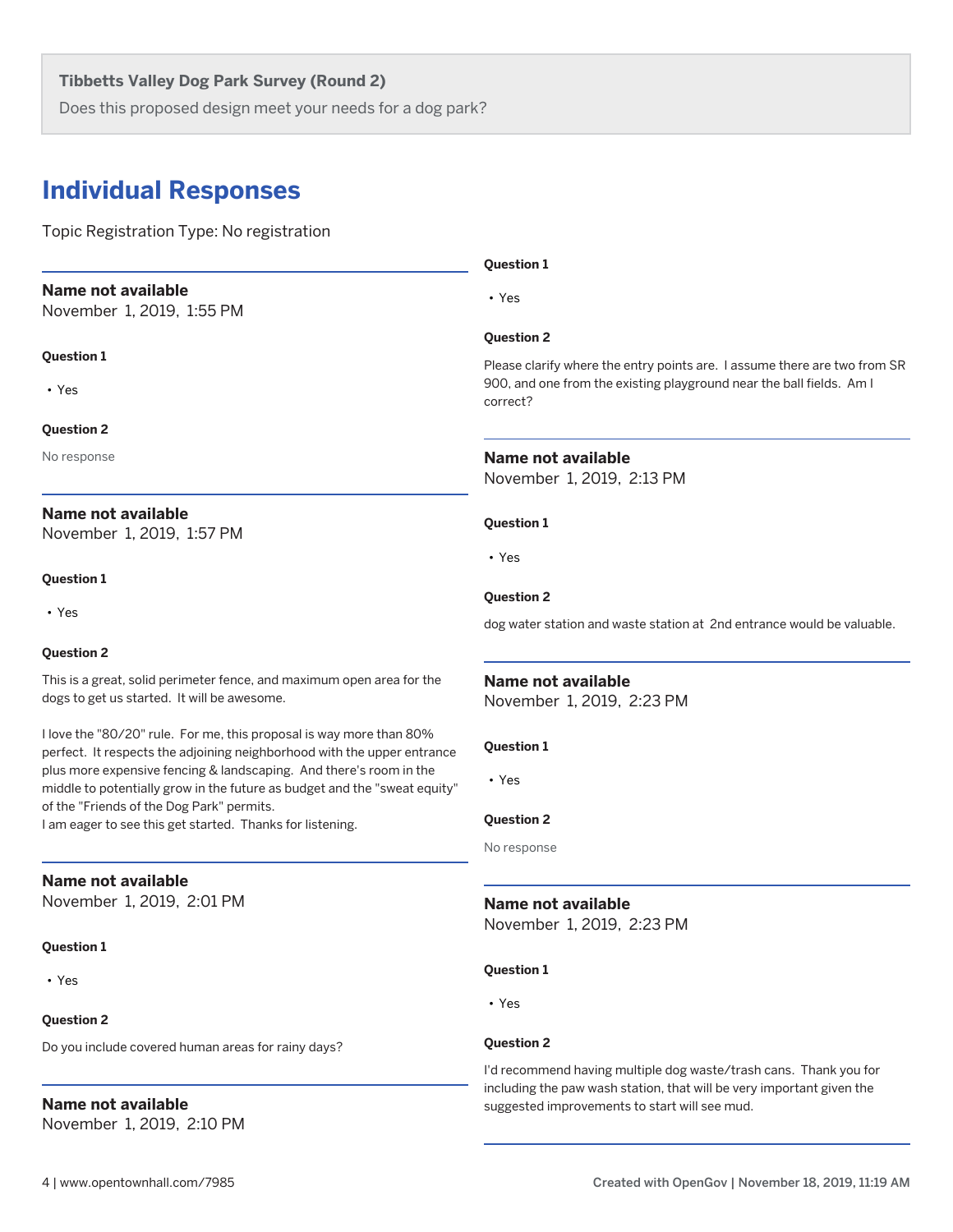**Tibbetts Valley Dog Park Survey (Round 2)**

Does this proposed design meet your needs for a dog park?

## Individual Responses

Topic Registration Type: No registration

---

**Name not available**
November 1, 2019, 1:55 PM

**Question 1**

- Yes

**Question 2**

No response

---

**Name not available**
November 1, 2019, 1:57 PM

**Question 1**

- Yes

**Question 2**

This is a great, solid perimeter fence, and maximum open area for the dogs to get us started. It will be awesome.

I love the "80/20" rule. For me, this proposal is way more than 80% perfect. It respects the adjoining neighborhood with the upper entrance plus more expensive fencing & landscaping. And there's room in the middle to potentially grow in the future as budget and the "sweat equity" of the "Friends of the Dog Park" permits.
I am eager to see this get started. Thanks for listening.

---

**Name not available**
November 1, 2019, 2:01 PM

**Question 1**

- Yes

**Question 2**

Do you include covered human areas for rainy days?

---

**Name not available**
November 1, 2019, 2:10 PM

**Question 1**

- Yes

**Question 2**

Please clarify where the entry points are. I assume there are two from SR 900, and one from the existing playground near the ball fields. Am I correct?

---

**Name not available**
November 1, 2019, 2:13 PM

**Question 1**

- Yes

**Question 2**

dog water station and waste station at 2nd entrance would be valuable.

---

**Name not available**
November 1, 2019, 2:23 PM

**Question 1**

- Yes

**Question 2**

No response

---

**Name not available**
November 1, 2019, 2:23 PM

**Question 1**

- Yes

**Question 2**

I'd recommend having multiple dog waste/trash cans. Thank you for including the paw wash station, that will be very important given the suggested improvements to start will see mud.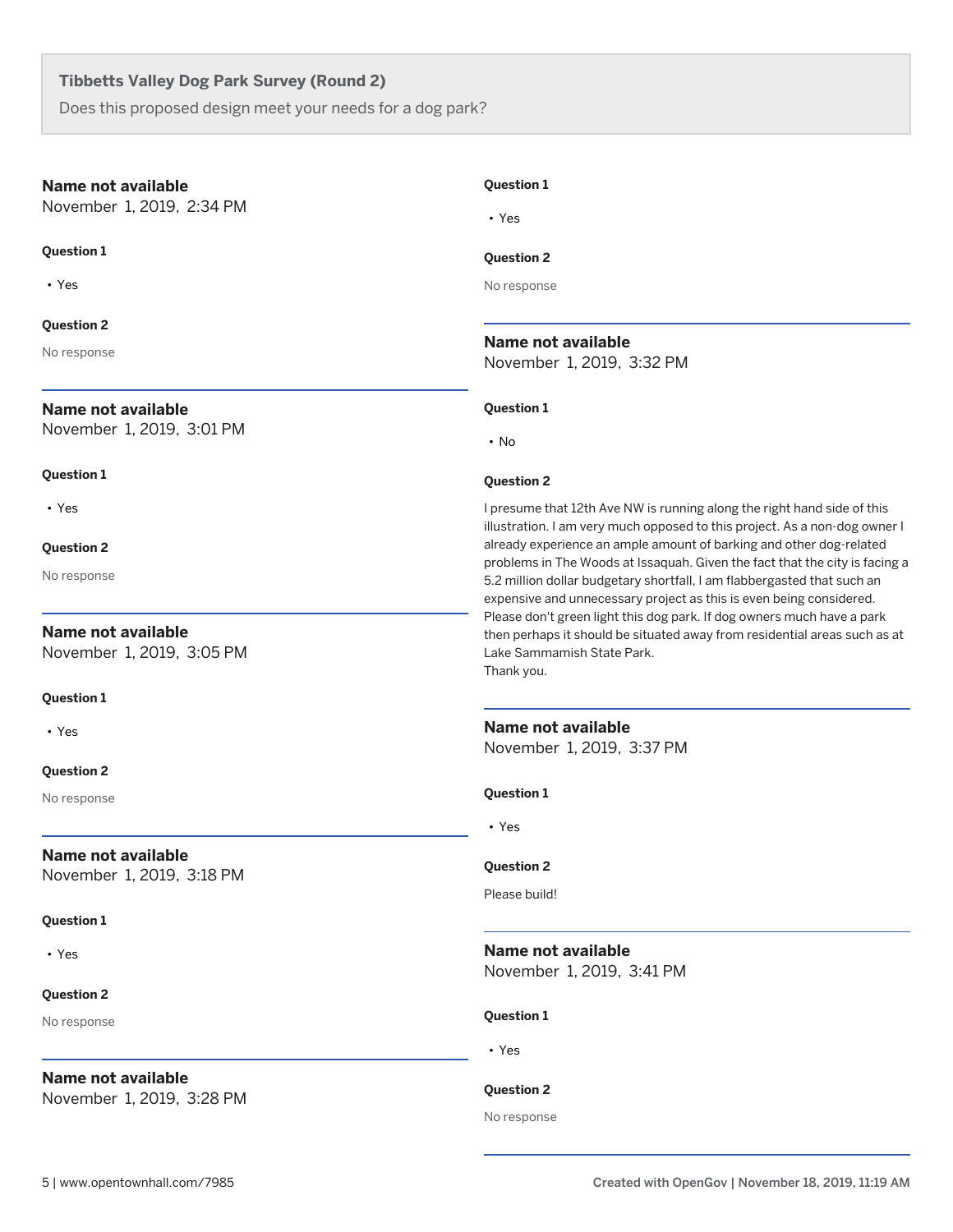**Tibbetts Valley Dog Park Survey (Round 2)**

Does this proposed design meet your needs for a dog park?

**Name not available**
November 1, 2019, 2:34 PM

**Question 1**

- Yes

**Question 2**

No response

---

**Name not available**
November 1, 2019, 3:01 PM

**Question 1**

- Yes

**Question 2**

No response

---

**Name not available**
November 1, 2019, 3:05 PM

**Question 1**

- Yes

**Question 2**

No response

---

**Name not available**
November 1, 2019, 3:18 PM

**Question 1**

- Yes

**Question 2**

No response

---

**Name not available**
November 1, 2019, 3:28 PM

**Question 1**

- Yes

**Question 2**

No response

---

**Name not available**
November 1, 2019, 3:32 PM

**Question 1**

- No

**Question 2**

I presume that 12th Ave NW is running along the right hand side of this illustration. I am very much opposed to this project. As a non-dog owner I already experience an ample amount of barking and other dog-related problems in The Woods at Issaquah. Given the fact that the city is facing a 5.2 million dollar budgetary shortfall, I am flabbergasted that such an expensive and unnecessary project as this is even being considered. Please don't green light this dog park. If dog owners much have a park then perhaps it should be situated away from residential areas such as at Lake Sammamish State Park.
Thank you.

---

**Name not available**
November 1, 2019, 3:37 PM

**Question 1**

- Yes

**Question 2**

Please build!

---

**Name not available**
November 1, 2019, 3:41 PM

**Question 1**

- Yes

**Question 2**

No response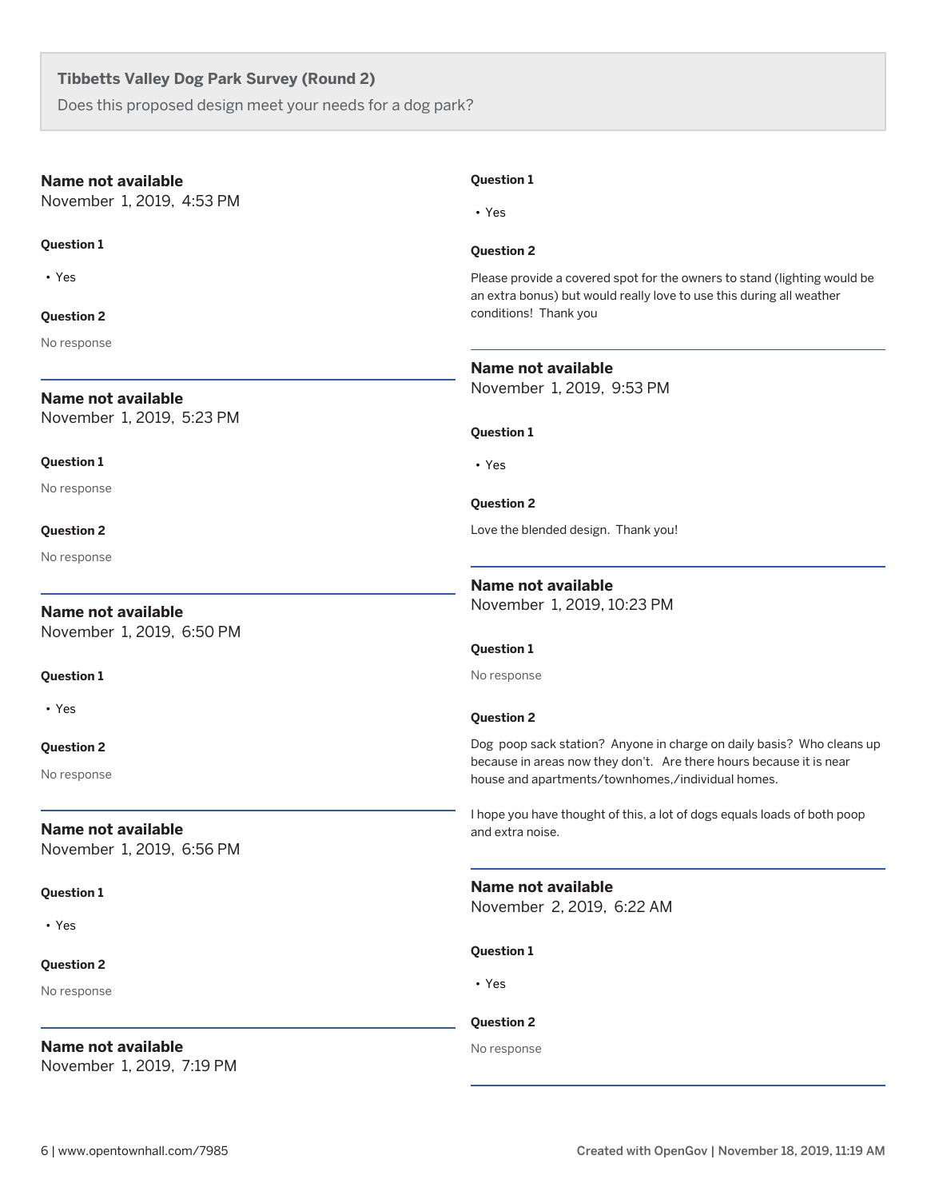**Tibbetts Valley Dog Park Survey (Round 2)**

Does this proposed design meet your needs for a dog park?

**Name not available**
November 1, 2019, 4:53 PM

**Question 1**

- Yes

**Question 2**

No response

---

**Name not available**
November 1, 2019, 5:23 PM

**Question 1**

No response

**Question 2**

No response

---

**Name not available**
November 1, 2019, 6:50 PM

**Question 1**

- Yes

**Question 2**

No response

---

**Name not available**
November 1, 2019, 6:56 PM

**Question 1**

- Yes

**Question 2**

No response

---

**Name not available**
November 1, 2019, 7:19 PM

**Question 1**

- Yes

**Question 2**

Please provide a covered spot for the owners to stand (lighting would be an extra bonus) but would really love to use this during all weather conditions! Thank you

---

**Name not available**
November 1, 2019, 9:53 PM

**Question 1**

- Yes

**Question 2**

Love the blended design. Thank you!

---

**Name not available**
November 1, 2019, 10:23 PM

**Question 1**

No response

**Question 2**

Dog poop sack station? Anyone in charge on daily basis? Who cleans up because in areas now they don't. Are there hours because it is near house and apartments/townhomes,/individual homes.

I hope you have thought of this, a lot of dogs equals loads of both poop and extra noise.

---

**Name not available**
November 2, 2019, 6:22 AM

**Question 1**

- Yes

**Question 2**

No response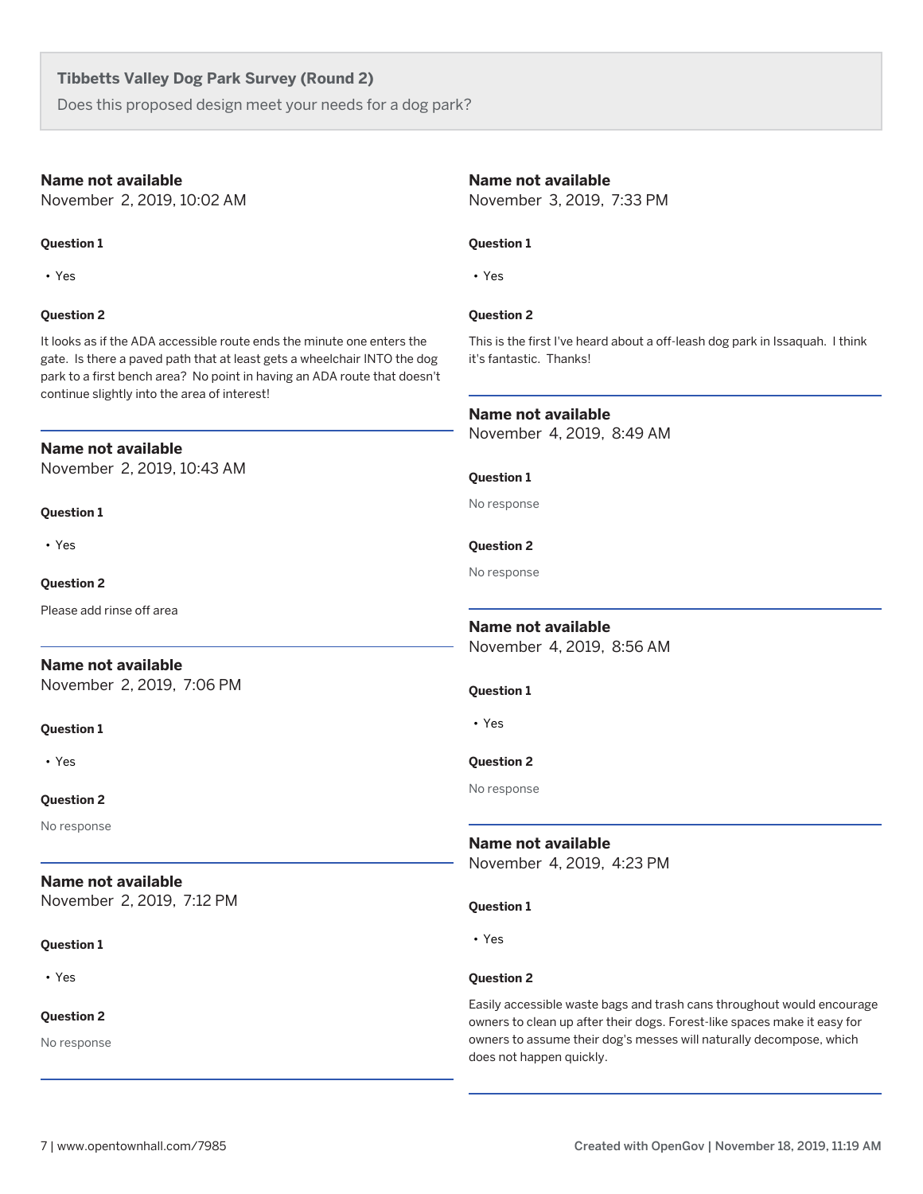**Tibbetts Valley Dog Park Survey (Round 2)**

Does this proposed design meet your needs for a dog park?

---

**Name not available**
November 2, 2019, 10:02 AM

**Question 1**

- Yes

**Question 2**

It looks as if the ADA accessible route ends the minute one enters the gate. Is there a paved path that at least gets a wheelchair INTO the dog park to a first bench area? No point in having an ADA route that doesn't continue slightly into the area of interest!

---

**Name not available**
November 2, 2019, 10:43 AM

**Question 1**

- Yes

**Question 2**

Please add rinse off area

---

**Name not available**
November 2, 2019, 7:06 PM

**Question 1**

- Yes

**Question 2**

No response

---

**Name not available**
November 2, 2019, 7:12 PM

**Question 1**

- Yes

**Question 2**

No response

---

**Name not available**
November 3, 2019, 7:33 PM

**Question 1**

- Yes

**Question 2**

This is the first I've heard about a off-leash dog park in Issaquah. I think it's fantastic. Thanks!

---

**Name not available**
November 4, 2019, 8:49 AM

**Question 1**

No response

**Question 2**

No response

---

**Name not available**
November 4, 2019, 8:56 AM

**Question 1**

- Yes

**Question 2**

No response

---

**Name not available**
November 4, 2019, 4:23 PM

**Question 1**

- Yes

**Question 2**

Easily accessible waste bags and trash cans throughout would encourage owners to clean up after their dogs. Forest-like spaces make it easy for owners to assume their dog's messes will naturally decompose, which does not happen quickly.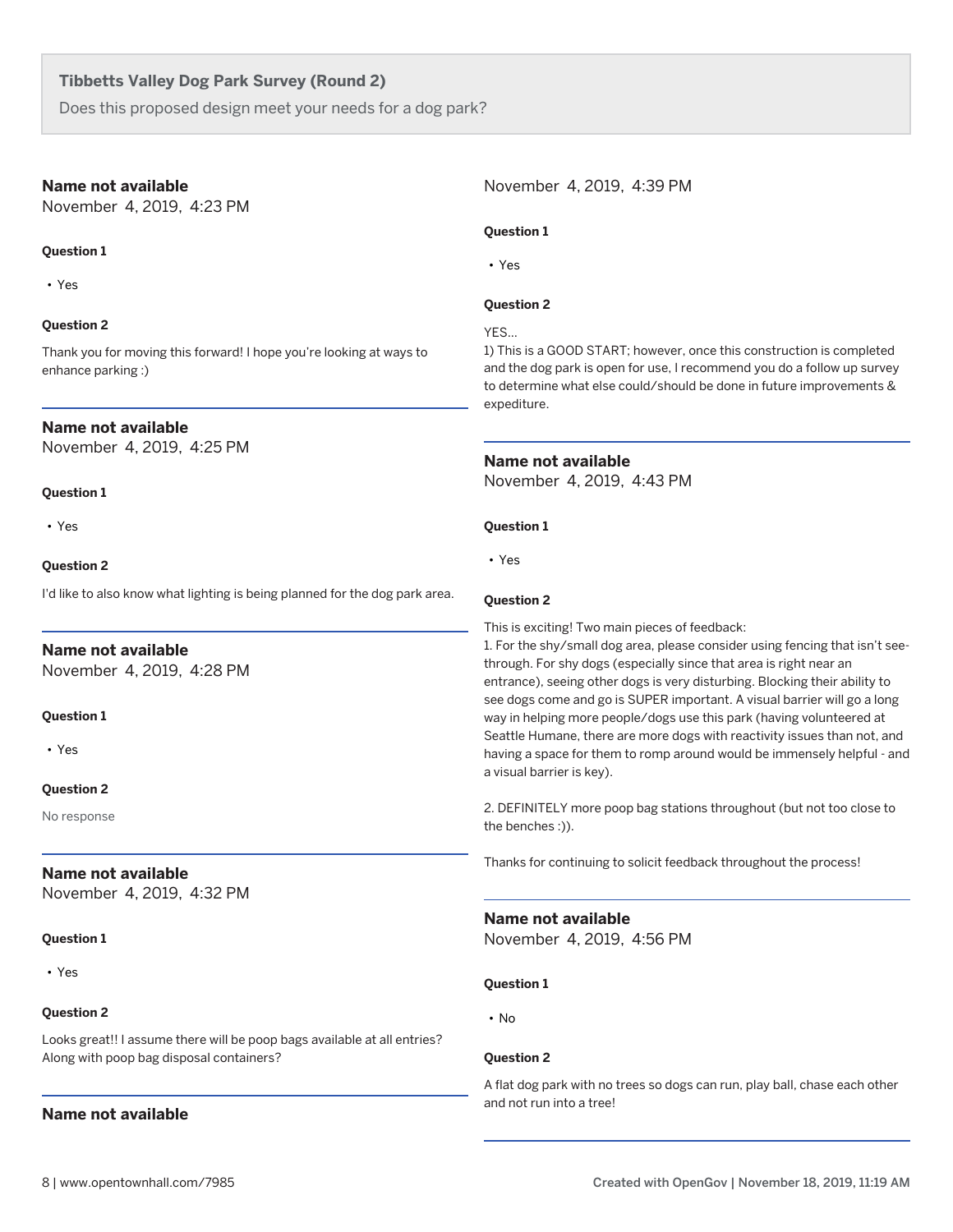**Tibbetts Valley Dog Park Survey (Round 2)**

Does this proposed design meet your needs for a dog park?

---

### Name not available

November 4, 2019, 4:23 PM

**Question 1**

- Yes

**Question 2**

Thank you for moving this forward! I hope you're looking at ways to enhance parking :)

---

### Name not available

November 4, 2019, 4:25 PM

**Question 1**

- Yes

**Question 2**

I'd like to also know what lighting is being planned for the dog park area.

---

### Name not available

November 4, 2019, 4:28 PM

**Question 1**

- Yes

**Question 2**

No response

---

### Name not available

November 4, 2019, 4:32 PM

**Question 1**

- Yes

**Question 2**

Looks great!! I assume there will be poop bags available at all entries? Along with poop bag disposal containers?

---

### Name not available

November 4, 2019, 4:39 PM

**Question 1**

- Yes

**Question 2**

YES...
1) This is a GOOD START; however, once this construction is completed and the dog park is open for use, I recommend you do a follow up survey to determine what else could/should be done in future improvements & expediture.

---

### Name not available

November 4, 2019, 4:43 PM

**Question 1**

- Yes

**Question 2**

This is exciting! Two main pieces of feedback:
1. For the shy/small dog area, please consider using fencing that isn't see-through. For shy dogs (especially since that area is right near an entrance), seeing other dogs is very disturbing. Blocking their ability to see dogs come and go is SUPER important. A visual barrier will go a long way in helping more people/dogs use this park (having volunteered at Seattle Humane, there are more dogs with reactivity issues than not, and having a space for them to romp around would be immensely helpful - and a visual barrier is key).

2. DEFINITELY more poop bag stations throughout (but not too close to the benches :)).

Thanks for continuing to solicit feedback throughout the process!

---

### Name not available

November 4, 2019, 4:56 PM

**Question 1**

- No

**Question 2**

A flat dog park with no trees so dogs can run, play ball, chase each other and not run into a tree!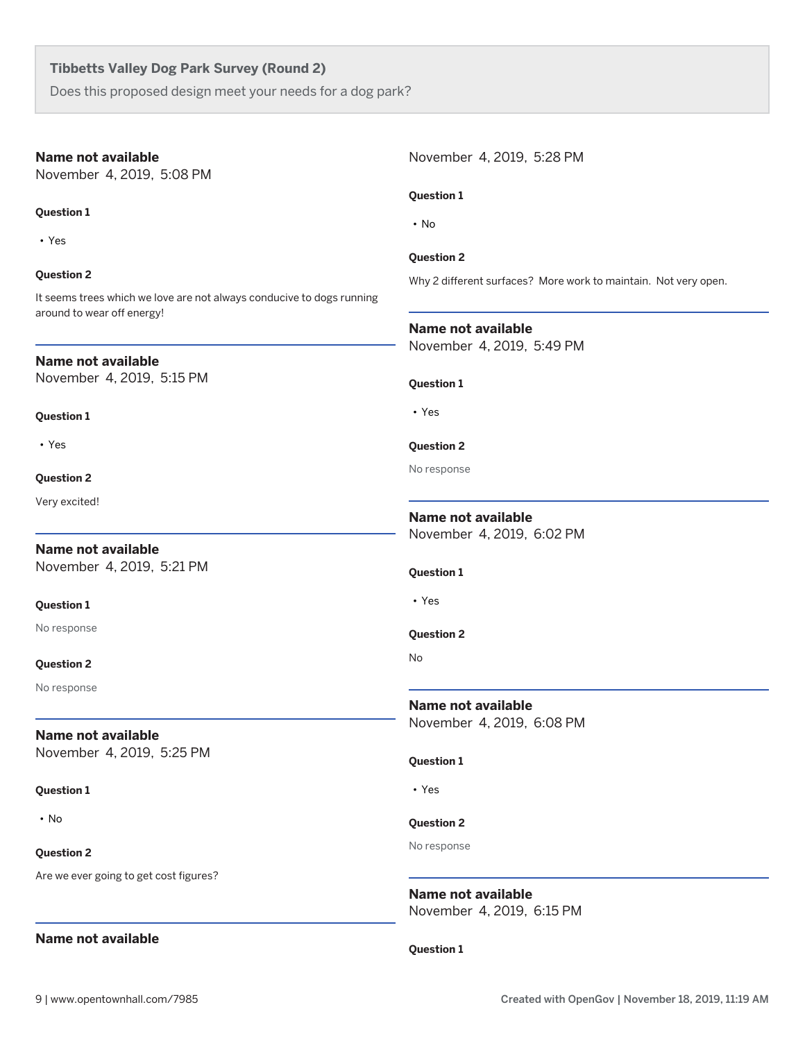**Tibbetts Valley Dog Park Survey (Round 2)**

Does this proposed design meet your needs for a dog park?

**Name not available**
November 4, 2019, 5:08 PM

**Question 1**

- Yes

**Question 2**

It seems trees which we love are not always conducive to dogs running around to wear off energy!

---

**Name not available**
November 4, 2019, 5:15 PM

**Question 1**

- Yes

**Question 2**

Very excited!

---

**Name not available**
November 4, 2019, 5:21 PM

**Question 1**

No response

**Question 2**

No response

---

**Name not available**
November 4, 2019, 5:25 PM

**Question 1**

- No

**Question 2**

Are we ever going to get cost figures?

---

**Name not available**
November 4, 2019, 5:28 PM

**Question 1**

- No

**Question 2**

Why 2 different surfaces? More work to maintain. Not very open.

---

**Name not available**
November 4, 2019, 5:49 PM

**Question 1**

- Yes

**Question 2**

No response

---

**Name not available**
November 4, 2019, 6:02 PM

**Question 1**

- Yes

**Question 2**

No

---

**Name not available**
November 4, 2019, 6:08 PM

**Question 1**

- Yes

**Question 2**

No response

---

**Name not available**
November 4, 2019, 6:15 PM

**Question 1**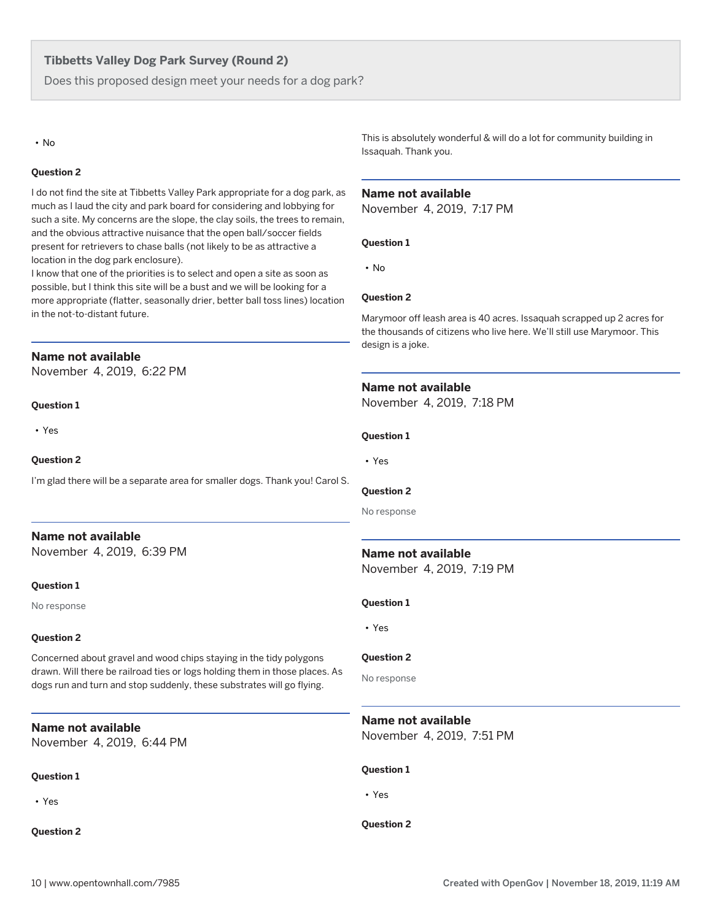**Tibbetts Valley Dog Park Survey (Round 2)**

Does this proposed design meet your needs for a dog park?

- No

**Question 2**

I do not find the site at Tibbetts Valley Park appropriate for a dog park, as much as I laud the city and park board for considering and lobbying for such a site. My concerns are the slope, the clay soils, the trees to remain, and the obvious attractive nuisance that the open ball/soccer fields present for retrievers to chase balls (not likely to be as attractive a location in the dog park enclosure).
I know that one of the priorities is to select and open a site as soon as possible, but I think this site will be a bust and we will be looking for a more appropriate (flatter, seasonally drier, better ball toss lines) location in the not-to-distant future.

### Name not available
November 4, 2019, 6:22 PM

**Question 1**

- Yes

**Question 2**

I'm glad there will be a separate area for smaller dogs. Thank you! Carol S.

### Name not available
November 4, 2019, 6:39 PM

**Question 1**

No response

**Question 2**

Concerned about gravel and wood chips staying in the tidy polygons drawn. Will there be railroad ties or logs holding them in those places. As dogs run and turn and stop suddenly, these substrates will go flying.

### Name not available
November 4, 2019, 6:44 PM

**Question 1**

- Yes

**Question 2**

This is absolutely wonderful & will do a lot for community building in Issaquah. Thank you.

### Name not available
November 4, 2019, 7:17 PM

**Question 1**

- No

**Question 2**

Marymoor off leash area is 40 acres. Issaquah scrapped up 2 acres for the thousands of citizens who live here. We'll still use Marymoor. This design is a joke.

### Name not available
November 4, 2019, 7:18 PM

**Question 1**

- Yes

**Question 2**

No response

### Name not available
November 4, 2019, 7:19 PM

**Question 1**

- Yes

**Question 2**

No response

### Name not available
November 4, 2019, 7:51 PM

**Question 1**

- Yes

**Question 2**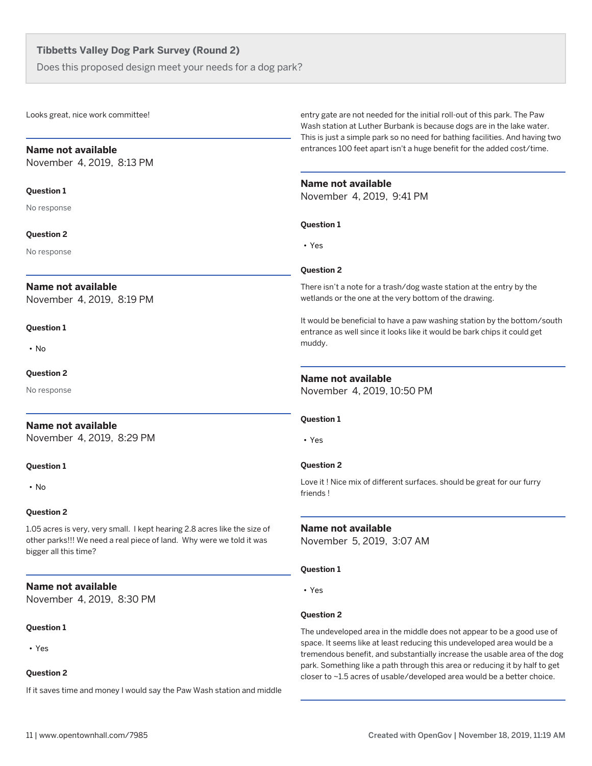## Tibbetts Valley Dog Park Survey (Round 2)

Does this proposed design meet your needs for a dog park?

Looks great, nice work committee!

---

**Name not available**
November 4, 2019, 8:13 PM

**Question 1**

No response

**Question 2**

No response

---

**Name not available**
November 4, 2019, 8:19 PM

**Question 1**

- No

**Question 2**

No response

---

**Name not available**
November 4, 2019, 8:29 PM

**Question 1**

- No

**Question 2**

1.05 acres is very, very small. I kept hearing 2.8 acres like the size of other parks!!! We need a real piece of land. Why were we told it was bigger all this time?

---

**Name not available**
November 4, 2019, 8:30 PM

**Question 1**

- Yes

**Question 2**

If it saves time and money I would say the Paw Wash station and middle entry gate are not needed for the initial roll-out of this park. The Paw Wash station at Luther Burbank is because dogs are in the lake water. This is just a simple park so no need for bathing facilities. And having two entrances 100 feet apart isn't a huge benefit for the added cost/time.

---

**Name not available**
November 4, 2019, 9:41 PM

**Question 1**

- Yes

**Question 2**

There isn't a note for a trash/dog waste station at the entry by the wetlands or the one at the very bottom of the drawing.

It would be beneficial to have a paw washing station by the bottom/south entrance as well since it looks like it would be bark chips it could get muddy.

---

**Name not available**
November 4, 2019, 10:50 PM

**Question 1**

- Yes

**Question 2**

Love it ! Nice mix of different surfaces. should be great for our furry friends !

---

**Name not available**
November 5, 2019, 3:07 AM

**Question 1**

- Yes

**Question 2**

The undeveloped area in the middle does not appear to be a good use of space. It seems like at least reducing this undeveloped area would be a tremendous benefit, and substantially increase the usable area of the dog park. Something like a path through this area or reducing it by half to get closer to ~1.5 acres of usable/developed area would be a better choice.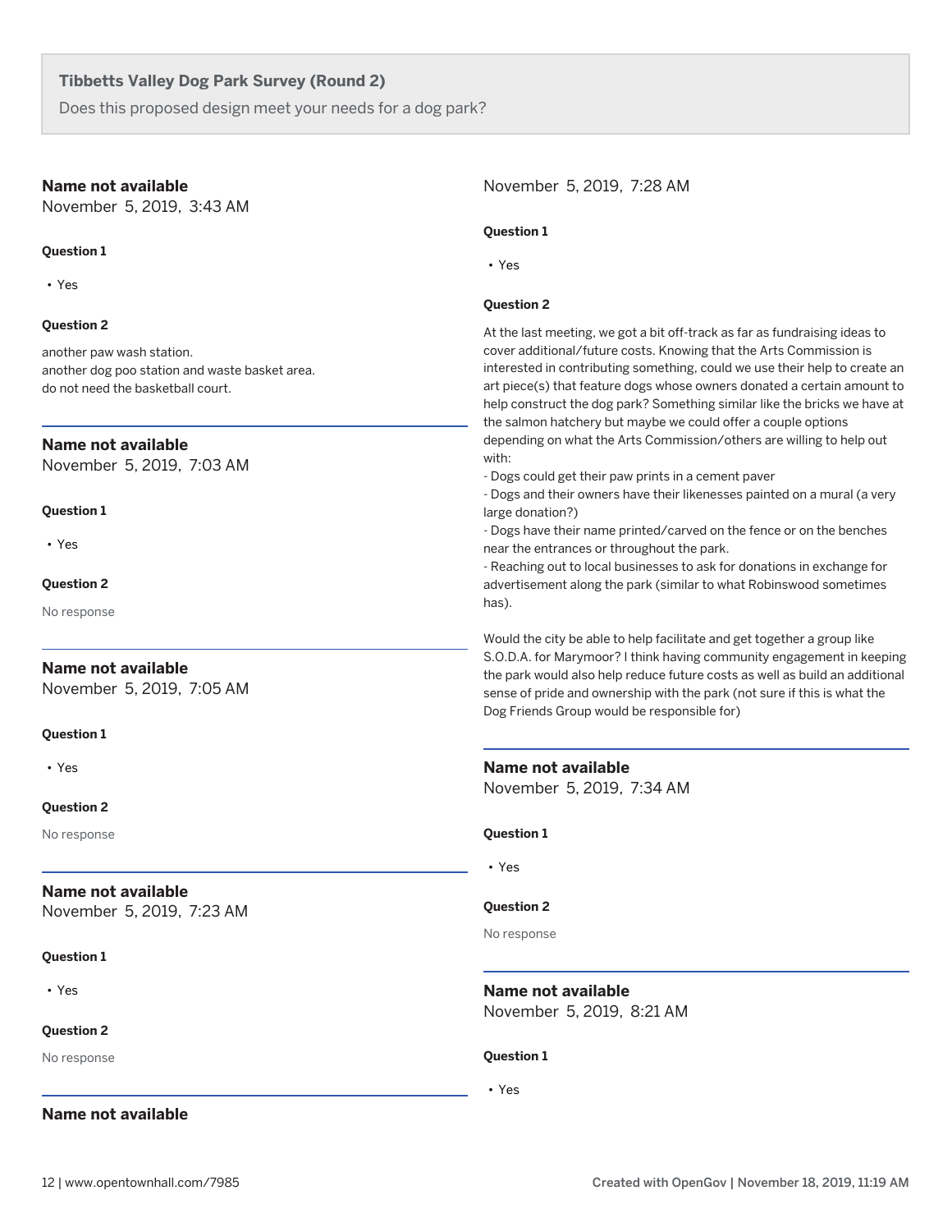**Tibbetts Valley Dog Park Survey (Round 2)**

Does this proposed design meet your needs for a dog park?

**Name not available**
November 5, 2019, 3:43 AM

**Question 1**

- Yes

**Question 2**

another paw wash station.
another dog poo station and waste basket area.
do not need the basketball court.

---

**Name not available**
November 5, 2019, 7:03 AM

**Question 1**

- Yes

**Question 2**

No response

---

**Name not available**
November 5, 2019, 7:05 AM

**Question 1**

- Yes

**Question 2**

No response

---

**Name not available**
November 5, 2019, 7:23 AM

**Question 1**

- Yes

**Question 2**

No response

---

**Name not available**
November 5, 2019, 7:28 AM

**Question 1**

- Yes

**Question 2**

At the last meeting, we got a bit off-track as far as fundraising ideas to cover additional/future costs. Knowing that the Arts Commission is interested in contributing something, could we use their help to create an art piece(s) that feature dogs whose owners donated a certain amount to help construct the dog park? Something similar like the bricks we have at the salmon hatchery but maybe we could offer a couple options depending on what the Arts Commission/others are willing to help out with:
- Dogs could get their paw prints in a cement paver
- Dogs and their owners have their likenesses painted on a mural (a very large donation?)
- Dogs have their name printed/carved on the fence or on the benches near the entrances or throughout the park.
- Reaching out to local businesses to ask for donations in exchange for advertisement along the park (similar to what Robinswood sometimes has).

Would the city be able to help facilitate and get together a group like S.O.D.A. for Marymoor? I think having community engagement in keeping the park would also help reduce future costs as well as build an additional sense of pride and ownership with the park (not sure if this is what the Dog Friends Group would be responsible for)

---

**Name not available**
November 5, 2019, 7:34 AM

**Question 1**

- Yes

**Question 2**

No response

---

**Name not available**
November 5, 2019, 8:21 AM

**Question 1**

- Yes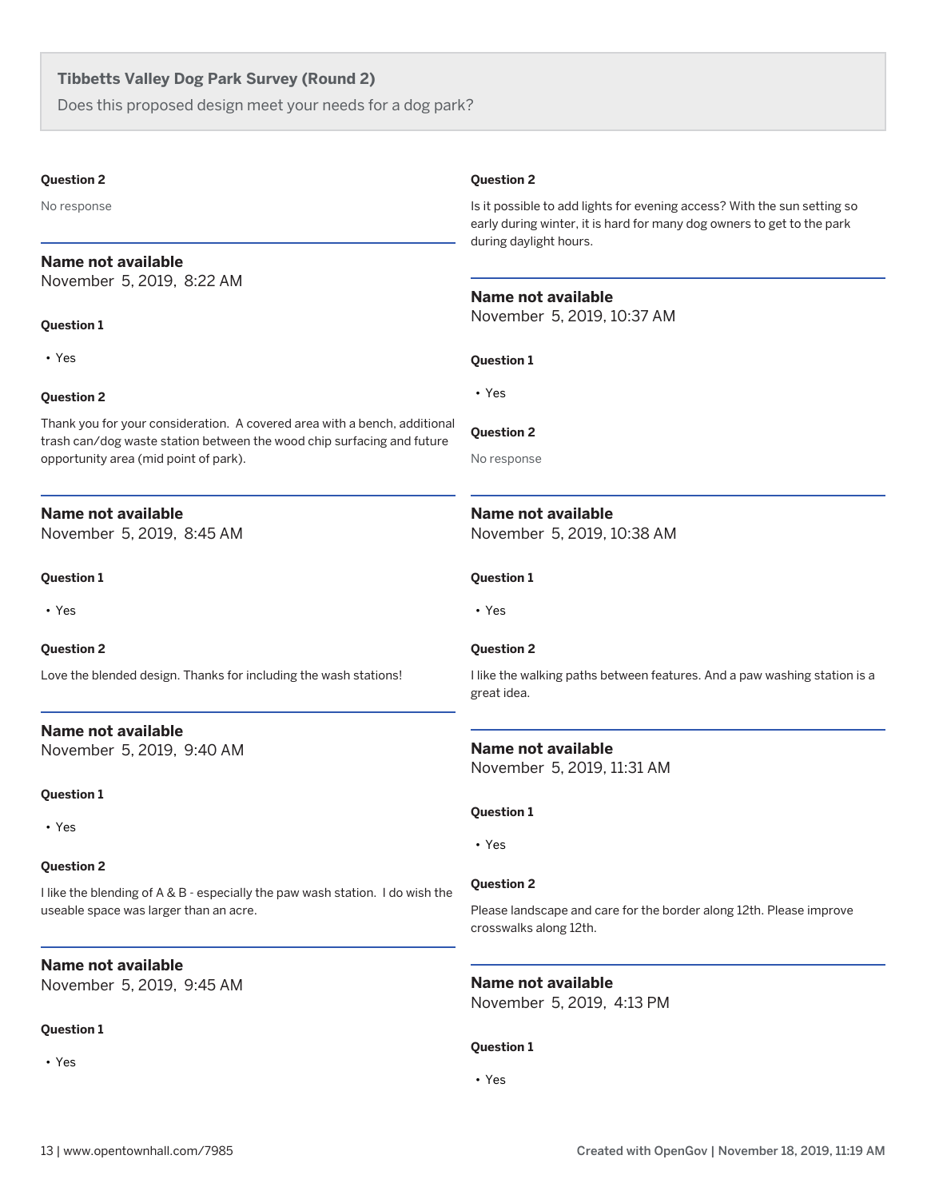## Tibbetts Valley Dog Park Survey (Round 2)

Does this proposed design meet your needs for a dog park?

**Question 2**

No response

---

**Name not available**
November 5, 2019, 8:22 AM

**Question 1**

- Yes

**Question 2**

Thank you for your consideration. A covered area with a bench, additional trash can/dog waste station between the wood chip surfacing and future opportunity area (mid point of park).

---

**Name not available**
November 5, 2019, 8:45 AM

**Question 1**

- Yes

**Question 2**

Love the blended design. Thanks for including the wash stations!

---

**Name not available**
November 5, 2019, 9:40 AM

**Question 1**

- Yes

**Question 2**

I like the blending of A & B - especially the paw wash station. I do wish the useable space was larger than an acre.

---

**Name not available**
November 5, 2019, 9:45 AM

**Question 1**

- Yes

**Question 2**

Is it possible to add lights for evening access? With the sun setting so early during winter, it is hard for many dog owners to get to the park during daylight hours.

---

**Name not available**
November 5, 2019, 10:37 AM

**Question 1**

- Yes

**Question 2**

No response

---

**Name not available**
November 5, 2019, 10:38 AM

**Question 1**

- Yes

**Question 2**

I like the walking paths between features. And a paw washing station is a great idea.

---

**Name not available**
November 5, 2019, 11:31 AM

**Question 1**

- Yes

**Question 2**

Please landscape and care for the border along 12th. Please improve crosswalks along 12th.

---

**Name not available**
November 5, 2019, 4:13 PM

**Question 1**

- Yes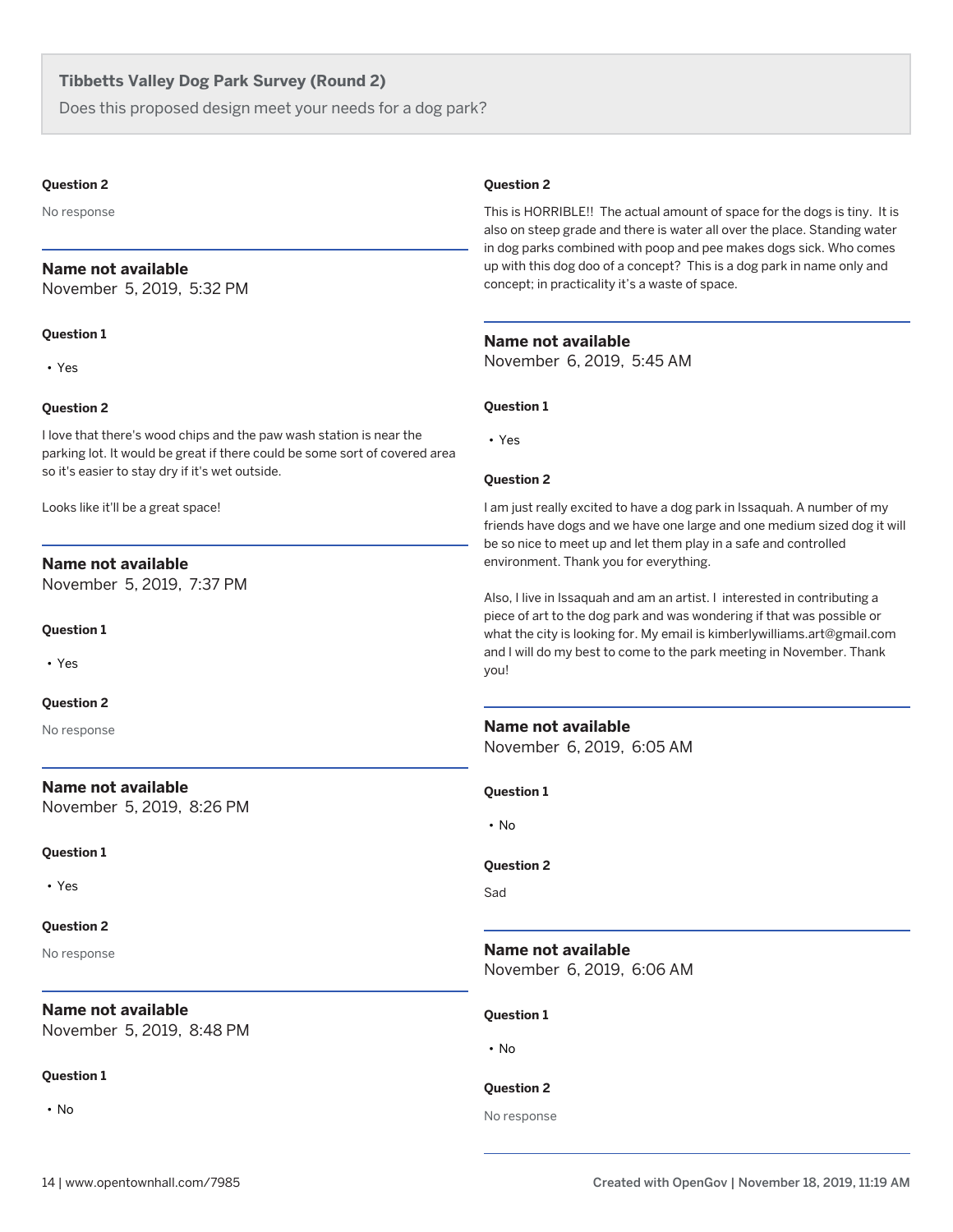**Tibbetts Valley Dog Park Survey (Round 2)**

Does this proposed design meet your needs for a dog park?

**Question 2**

No response

### Name not available
November 5, 2019, 5:32 PM

**Question 1**

- Yes

**Question 2**

I love that there's wood chips and the paw wash station is near the parking lot. It would be great if there could be some sort of covered area so it's easier to stay dry if it's wet outside.

Looks like it'll be a great space!

### Name not available
November 5, 2019, 7:37 PM

**Question 1**

- Yes

**Question 2**

No response

### Name not available
November 5, 2019, 8:26 PM

**Question 1**

- Yes

**Question 2**

No response

### Name not available
November 5, 2019, 8:48 PM

**Question 1**

- No

**Question 2**

This is HORRIBLE!! The actual amount of space for the dogs is tiny. It is also on steep grade and there is water all over the place. Standing water in dog parks combined with poop and pee makes dogs sick. Who comes up with this dog doo of a concept? This is a dog park in name only and concept; in practicality it's a waste of space.

### Name not available
November 6, 2019, 5:45 AM

**Question 1**

- Yes

**Question 2**

I am just really excited to have a dog park in Issaquah. A number of my friends have dogs and we have one large and one medium sized dog it will be so nice to meet up and let them play in a safe and controlled environment. Thank you for everything.

Also, I live in Issaquah and am an artist. I interested in contributing a piece of art to the dog park and was wondering if that was possible or what the city is looking for. My email is kimberlywilliams.art@gmail.com and I will do my best to come to the park meeting in November. Thank you!

### Name not available
November 6, 2019, 6:05 AM

**Question 1**

- No

**Question 2**

Sad

### Name not available
November 6, 2019, 6:06 AM

**Question 1**

- No

**Question 2**

No response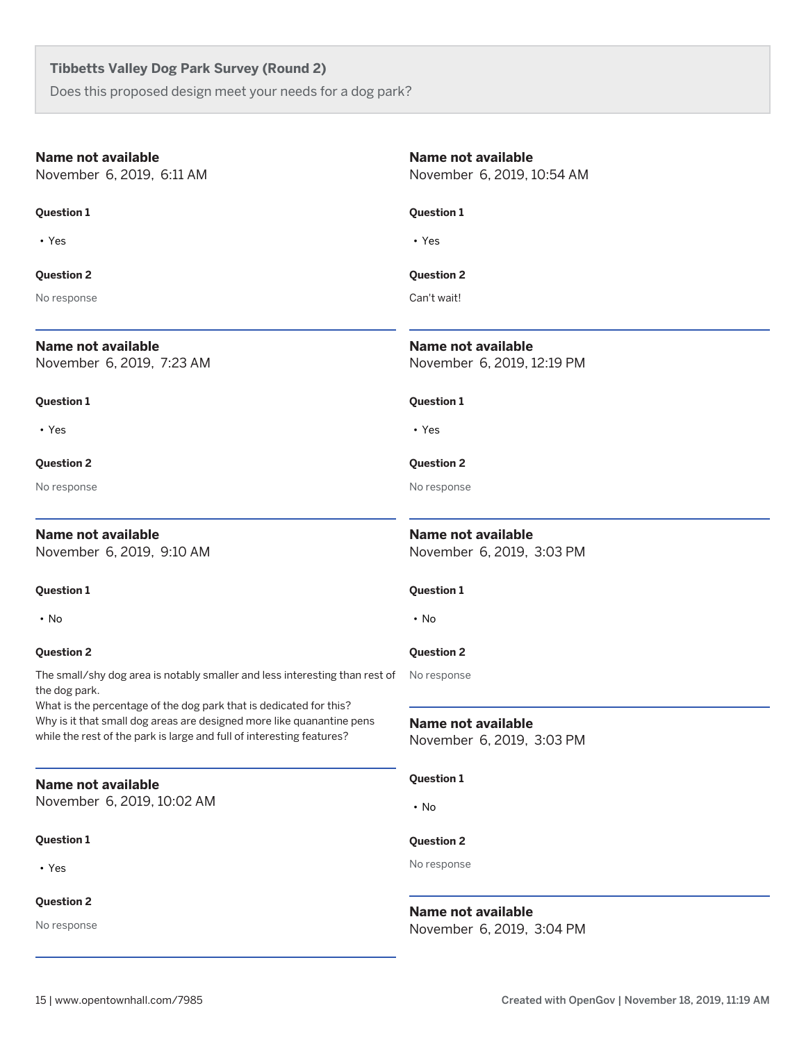**Tibbetts Valley Dog Park Survey (Round 2)**

Does this proposed design meet your needs for a dog park?

---

**Name not available**
November 6, 2019, 6:11 AM

**Question 1**

- Yes

**Question 2**

No response

---

**Name not available**
November 6, 2019, 7:23 AM

**Question 1**

- Yes

**Question 2**

No response

---

**Name not available**
November 6, 2019, 9:10 AM

**Question 1**

- No

**Question 2**

The small/shy dog area is notably smaller and less interesting than rest of the dog park.
What is the percentage of the dog park that is dedicated for this?
Why is it that small dog areas are designed more like quanantine pens while the rest of the park is large and full of interesting features?

---

**Name not available**
November 6, 2019, 10:02 AM

**Question 1**

- Yes

**Question 2**

No response

---

**Name not available**
November 6, 2019, 10:54 AM

**Question 1**

- Yes

**Question 2**

Can't wait!

---

**Name not available**
November 6, 2019, 12:19 PM

**Question 1**

- Yes

**Question 2**

No response

---

**Name not available**
November 6, 2019, 3:03 PM

**Question 1**

- No

**Question 2**

No response

---

**Name not available**
November 6, 2019, 3:03 PM

**Question 1**

- No

**Question 2**

No response

---

**Name not available**
November 6, 2019, 3:04 PM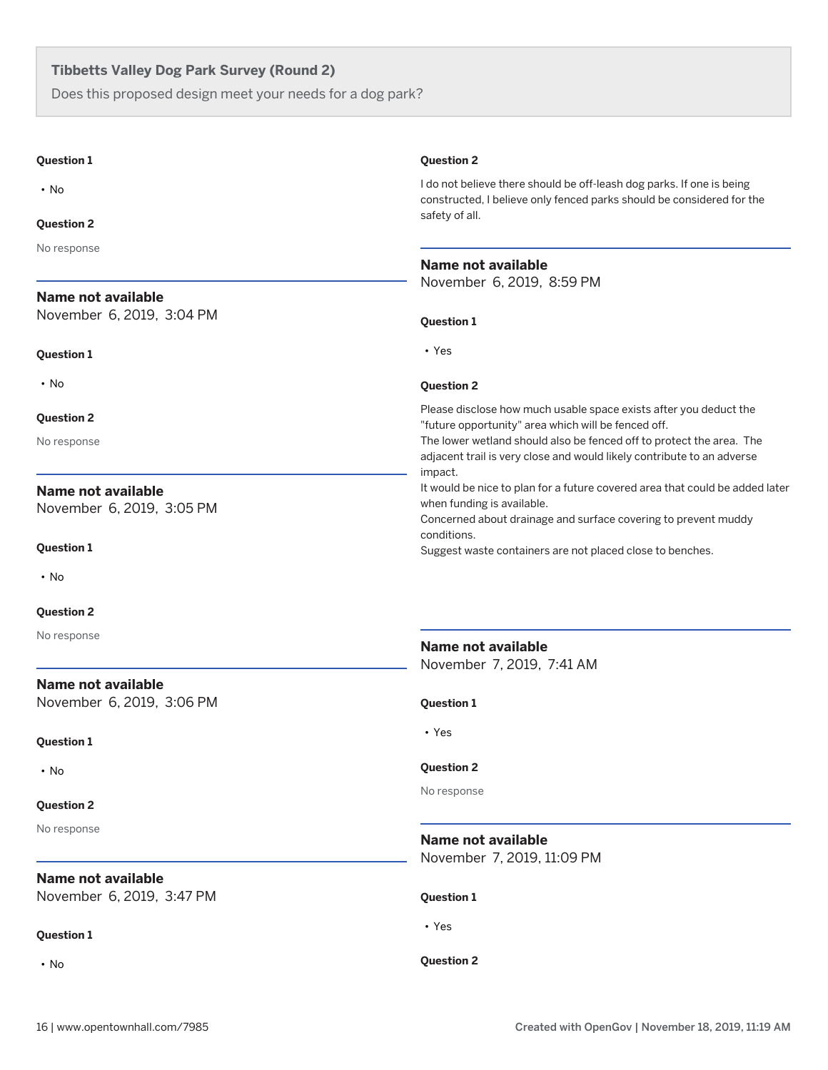**Tibbetts Valley Dog Park Survey (Round 2)**

Does this proposed design meet your needs for a dog park?

**Question 1**

- No

**Question 2**

No response

### Name not available
November 6, 2019, 3:04 PM

**Question 1**

- No

**Question 2**

No response

### Name not available
November 6, 2019, 3:05 PM

**Question 1**

- No

**Question 2**

No response

### Name not available
November 6, 2019, 3:06 PM

**Question 1**

- No

**Question 2**

No response

### Name not available
November 6, 2019, 3:47 PM

**Question 1**

- No

**Question 2**

I do not believe there should be off-leash dog parks. If one is being constructed, I believe only fenced parks should be considered for the safety of all.

### Name not available
November 6, 2019, 8:59 PM

**Question 1**

- Yes

**Question 2**

Please disclose how much usable space exists after you deduct the "future opportunity" area which will be fenced off.
The lower wetland should also be fenced off to protect the area. The adjacent trail is very close and would likely contribute to an adverse impact.
It would be nice to plan for a future covered area that could be added later when funding is available.
Concerned about drainage and surface covering to prevent muddy conditions.
Suggest waste containers are not placed close to benches.

### Name not available
November 7, 2019, 7:41 AM

**Question 1**

- Yes

**Question 2**

No response

### Name not available
November 7, 2019, 11:09 PM

**Question 1**

- Yes

**Question 2**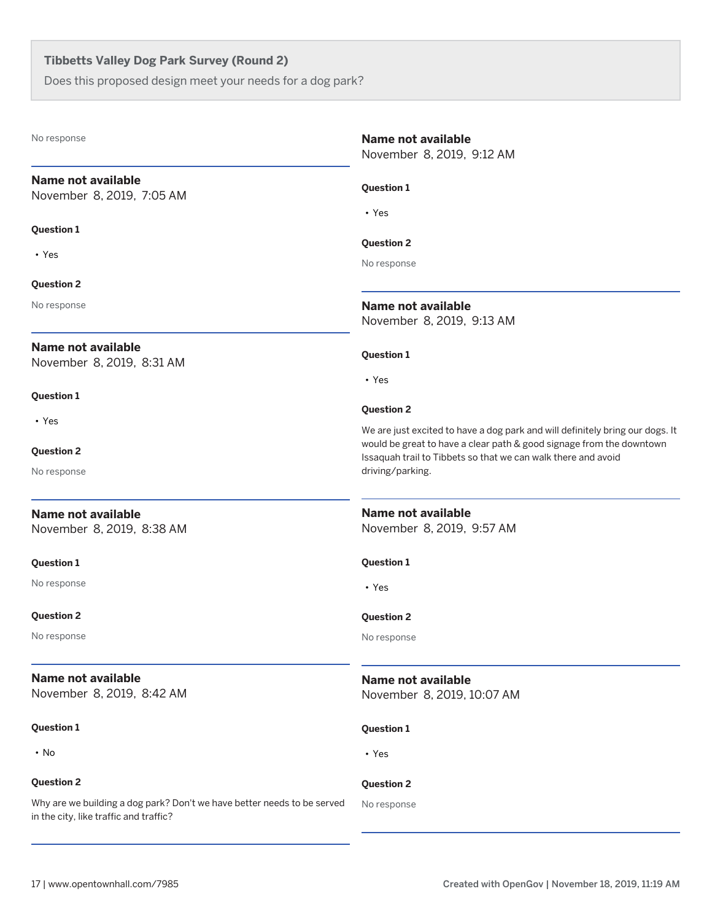**Tibbetts Valley Dog Park Survey (Round 2)**

Does this proposed design meet your needs for a dog park?

No response

---

**Name not available**
November 8, 2019, 7:05 AM

**Question 1**

- Yes

**Question 2**

No response

---

**Name not available**
November 8, 2019, 8:31 AM

**Question 1**

- Yes

**Question 2**

No response

---

**Name not available**
November 8, 2019, 8:38 AM

**Question 1**

No response

**Question 2**

No response

---

**Name not available**
November 8, 2019, 8:42 AM

**Question 1**

- No

**Question 2**

Why are we building a dog park? Don't we have better needs to be served in the city, like traffic and traffic?

---

**Name not available**
November 8, 2019, 9:12 AM

**Question 1**

- Yes

**Question 2**

No response

---

**Name not available**
November 8, 2019, 9:13 AM

**Question 1**

- Yes

**Question 2**

We are just excited to have a dog park and will definitely bring our dogs. It would be great to have a clear path & good signage from the downtown Issaquah trail to Tibbets so that we can walk there and avoid driving/parking.

---

**Name not available**
November 8, 2019, 9:57 AM

**Question 1**

- Yes

**Question 2**

No response

---

**Name not available**
November 8, 2019, 10:07 AM

**Question 1**

- Yes

**Question 2**

No response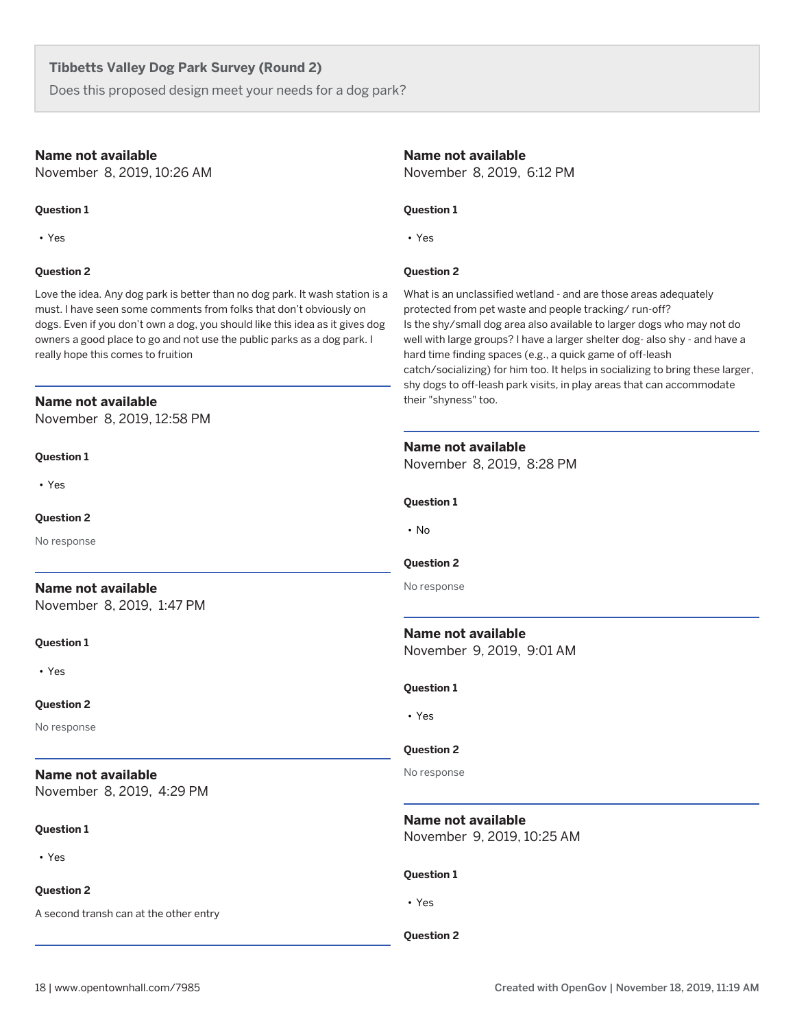**Tibbetts Valley Dog Park Survey (Round 2)**

Does this proposed design meet your needs for a dog park?

### Name not available

November 8, 2019, 10:26 AM

**Question 1**

- Yes

**Question 2**

Love the idea. Any dog park is better than no dog park. It wash station is a must. I have seen some comments from folks that don't obviously on dogs. Even if you don't own a dog, you should like this idea as it gives dog owners a good place to go and not use the public parks as a dog park. I really hope this comes to fruition

### Name not available

November 8, 2019, 12:58 PM

**Question 1**

- Yes

**Question 2**

No response

### Name not available

November 8, 2019, 1:47 PM

**Question 1**

- Yes

**Question 2**

No response

### Name not available

November 8, 2019, 4:29 PM

**Question 1**

- Yes

**Question 2**

A second transh can at the other entry

### Name not available

November 8, 2019, 6:12 PM

**Question 1**

- Yes

**Question 2**

What is an unclassified wetland - and are those areas adequately protected from pet waste and people tracking/ run-off?
Is the shy/small dog area also available to larger dogs who may not do well with large groups? I have a larger shelter dog- also shy - and have a hard time finding spaces (e.g., a quick game of off-leash catch/socializing) for him too. It helps in socializing to bring these larger, shy dogs to off-leash park visits, in play areas that can accommodate their "shyness" too.

### Name not available

November 8, 2019, 8:28 PM

**Question 1**

- No

**Question 2**

No response

### Name not available

November 9, 2019, 9:01 AM

**Question 1**

- Yes

**Question 2**

No response

### Name not available

November 9, 2019, 10:25 AM

**Question 1**

- Yes

**Question 2**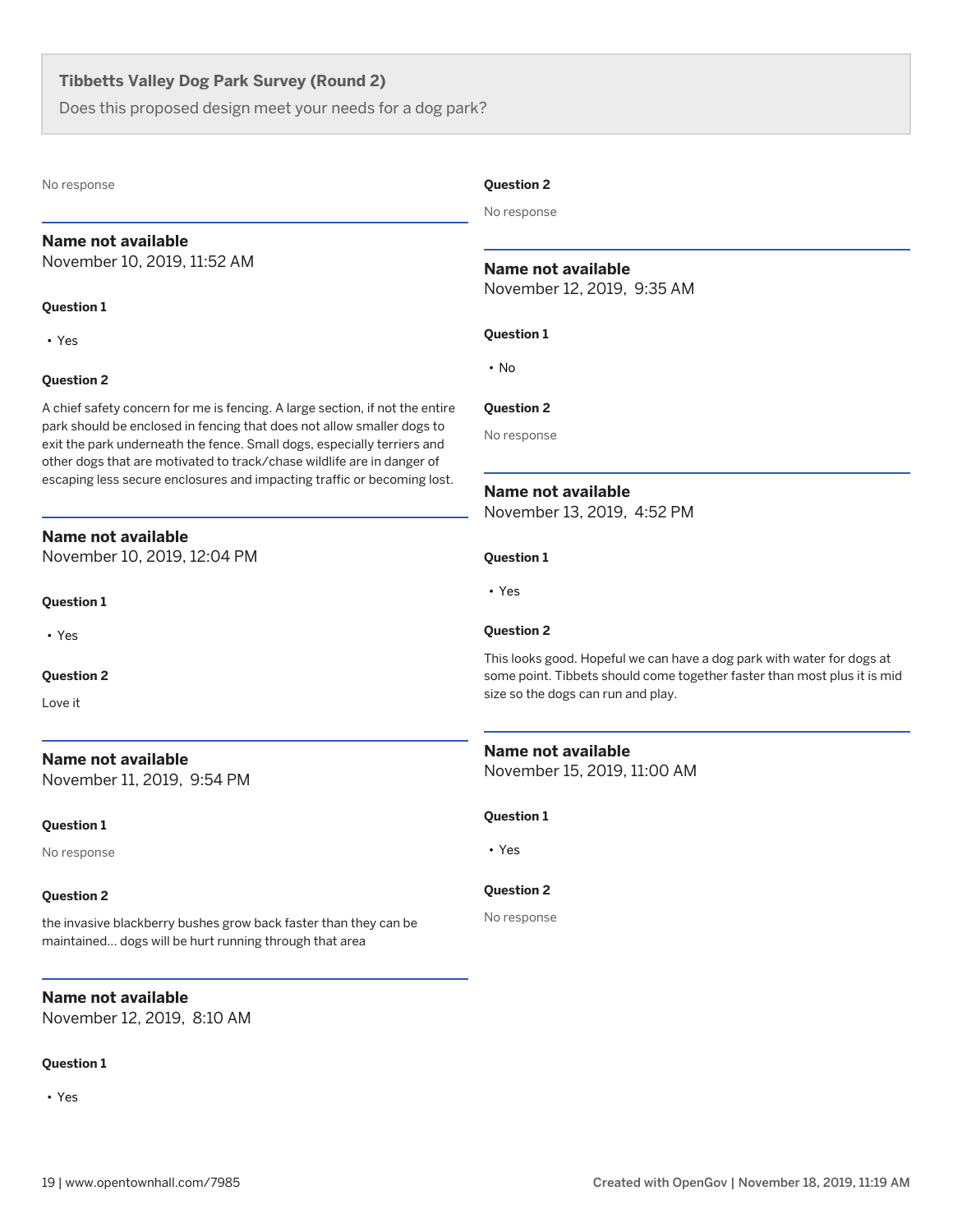**Tibbetts Valley Dog Park Survey (Round 2)**

Does this proposed design meet your needs for a dog park?

No response

---

**Name not available**
November 10, 2019, 11:52 AM

**Question 1**

- Yes

**Question 2**

A chief safety concern for me is fencing. A large section, if not the entire park should be enclosed in fencing that does not allow smaller dogs to exit the park underneath the fence. Small dogs, especially terriers and other dogs that are motivated to track/chase wildlife are in danger of escaping less secure enclosures and impacting traffic or becoming lost.

---

**Name not available**
November 10, 2019, 12:04 PM

**Question 1**

- Yes

**Question 2**

Love it

---

**Name not available**
November 11, 2019, 9:54 PM

**Question 1**

No response

**Question 2**

the invasive blackberry bushes grow back faster than they can be maintained... dogs will be hurt running through that area

---

**Name not available**
November 12, 2019, 8:10 AM

**Question 1**

- Yes

**Question 2**

No response

---

**Name not available**
November 12, 2019, 9:35 AM

**Question 1**

- No

**Question 2**

No response

---

**Name not available**
November 13, 2019, 4:52 PM

**Question 1**

- Yes

**Question 2**

This looks good. Hopeful we can have a dog park with water for dogs at some point. Tibbets should come together faster than most plus it is mid size so the dogs can run and play.

---

**Name not available**
November 15, 2019, 11:00 AM

**Question 1**

- Yes

**Question 2**

No response